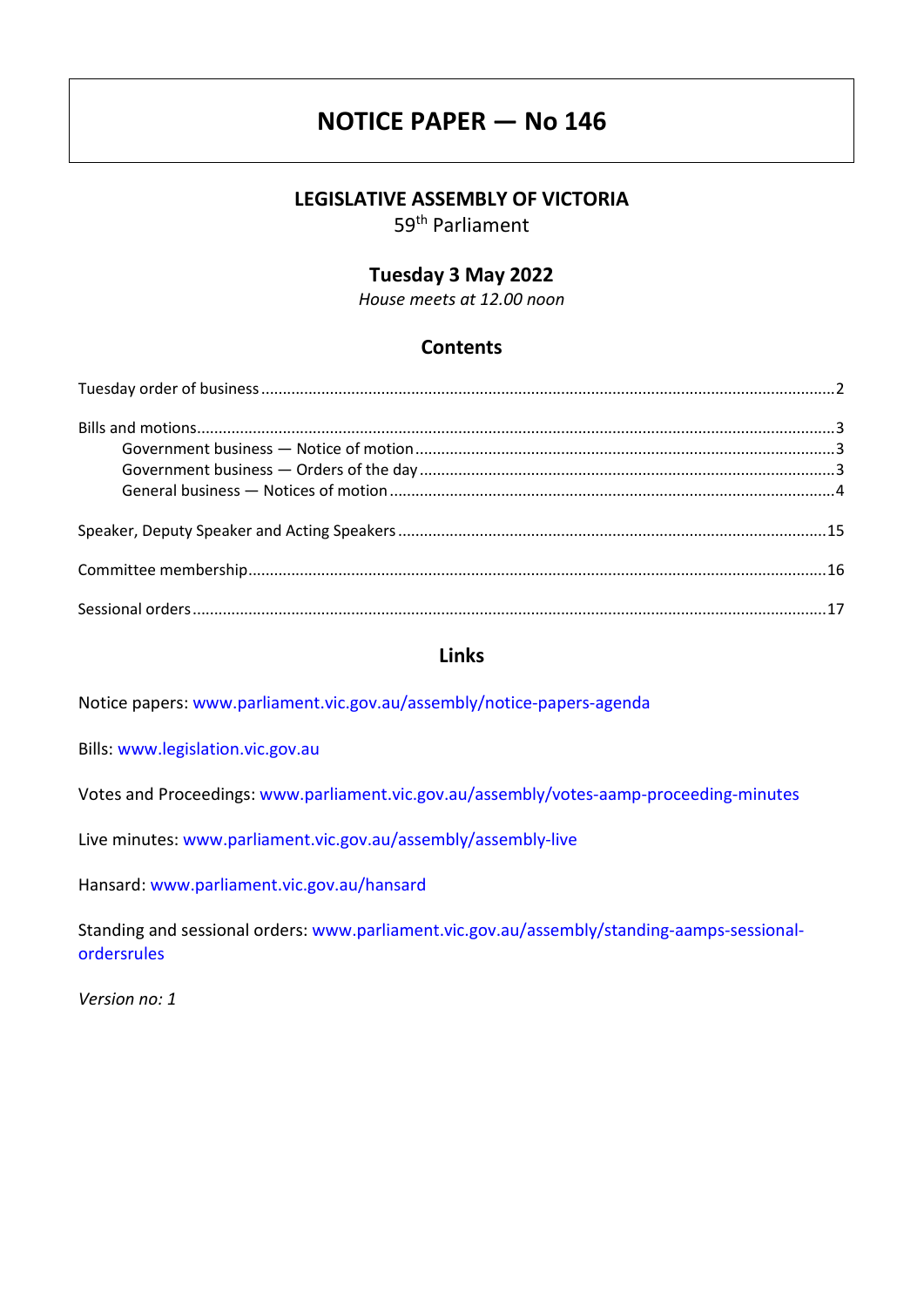# NOTICE PAPER — No 146

## LEGISLATIVE ASSEMBLY OF VICTORIA

59th Parliament

## Tuesday 3 May 2022

*House meets at 12.00 noon*

### Contents

Tuesday order of business ... 2

Bills and motions ... 3
- Government business — Notice of motion ... 3
- Government business — Orders of the day ... 3
- General business — Notices of motion ... 4

Speaker, Deputy Speaker and Acting Speakers ... 15

Committee membership ... 16

Sessional orders ... 17

### Links

Notice papers: www.parliament.vic.gov.au/assembly/notice-papers-agenda

Bills: www.legislation.vic.gov.au

Votes and Proceedings: www.parliament.vic.gov.au/assembly/votes-aamp-proceeding-minutes

Live minutes: www.parliament.vic.gov.au/assembly/assembly-live

Hansard: www.parliament.vic.gov.au/hansard

Standing and sessional orders: www.parliament.vic.gov.au/assembly/standing-aamps-sessional-ordersrules

*Version no: 1*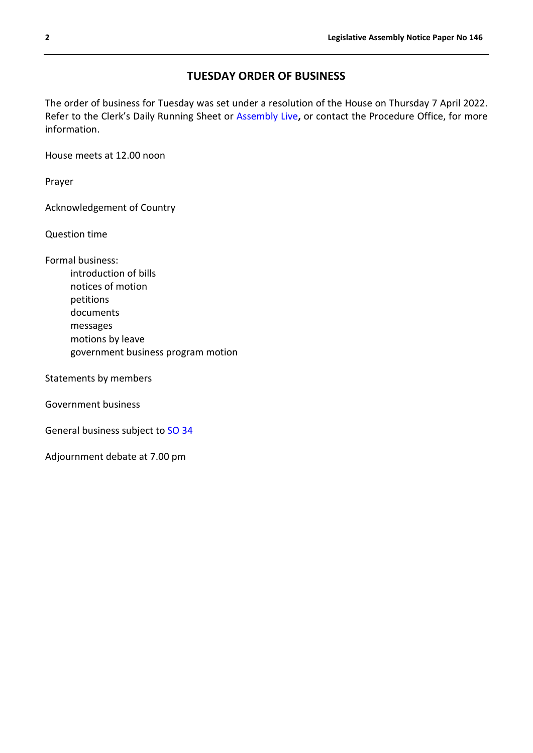## TUESDAY ORDER OF BUSINESS

The order of business for Tuesday was set under a resolution of the House on Thursday 7 April 2022. Refer to the Clerk's Daily Running Sheet or Assembly Live**,** or contact the Procedure Office, for more information.

House meets at 12.00 noon

Prayer

Acknowledgement of Country

Question time

Formal business:
- introduction of bills
- notices of motion
- petitions
- documents
- messages
- motions by leave
- government business program motion

Statements by members

Government business

General business subject to SO 34

Adjournment debate at 7.00 pm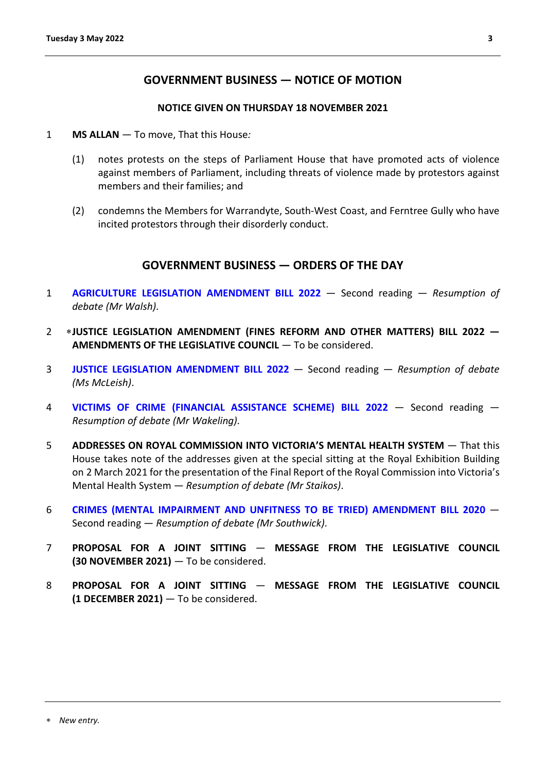## GOVERNMENT BUSINESS — NOTICE OF MOTION

**NOTICE GIVEN ON THURSDAY 18 NOVEMBER 2021**

1 **MS ALLAN** — To move, That this House*:*

(1) notes protests on the steps of Parliament House that have promoted acts of violence against members of Parliament, including threats of violence made by protestors against members and their families; and

(2) condemns the Members for Warrandyte, South-West Coast, and Ferntree Gully who have incited protestors through their disorderly conduct.

## GOVERNMENT BUSINESS — ORDERS OF THE DAY

1 **AGRICULTURE LEGISLATION AMENDMENT BILL 2022** — Second reading — *Resumption of debate (Mr Walsh)*.

2 ∗**JUSTICE LEGISLATION AMENDMENT (FINES REFORM AND OTHER MATTERS) BILL 2022 — AMENDMENTS OF THE LEGISLATIVE COUNCIL** — To be considered.

3 **JUSTICE LEGISLATION AMENDMENT BILL 2022** — Second reading — *Resumption of debate (Ms McLeish)*.

4 **VICTIMS OF CRIME (FINANCIAL ASSISTANCE SCHEME) BILL 2022** — Second reading — *Resumption of debate (Mr Wakeling)*.

5 **ADDRESSES ON ROYAL COMMISSION INTO VICTORIA'S MENTAL HEALTH SYSTEM** — That this House takes note of the addresses given at the special sitting at the Royal Exhibition Building on 2 March 2021 for the presentation of the Final Report of the Royal Commission into Victoria's Mental Health System — *Resumption of debate (Mr Staikos)*.

6 **CRIMES (MENTAL IMPAIRMENT AND UNFITNESS TO BE TRIED) AMENDMENT BILL 2020** — Second reading — *Resumption of debate (Mr Southwick)*.

7 **PROPOSAL FOR A JOINT SITTING — MESSAGE FROM THE LEGISLATIVE COUNCIL (30 NOVEMBER 2021)** — To be considered.

8 **PROPOSAL FOR A JOINT SITTING — MESSAGE FROM THE LEGISLATIVE COUNCIL (1 DECEMBER 2021)** — To be considered.

---

∗ *New entry.*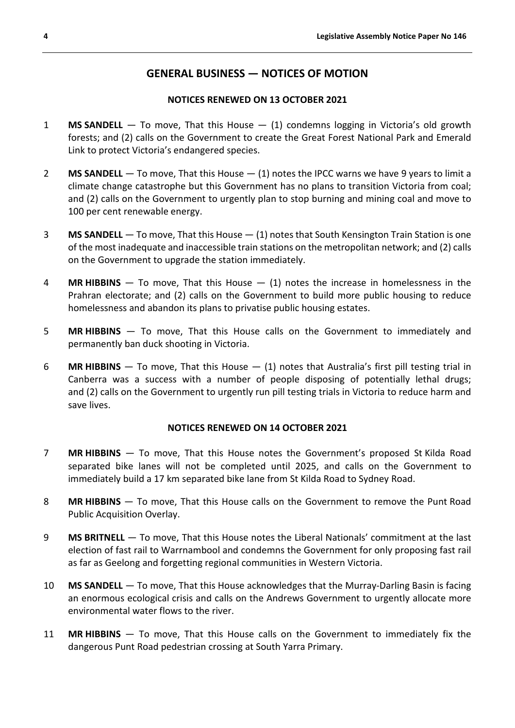## GENERAL BUSINESS — NOTICES OF MOTION

### NOTICES RENEWED ON 13 OCTOBER 2021

1 **MS SANDELL** — To move, That this House — (1) condemns logging in Victoria's old growth forests; and (2) calls on the Government to create the Great Forest National Park and Emerald Link to protect Victoria's endangered species.

2 **MS SANDELL** — To move, That this House — (1) notes the IPCC warns we have 9 years to limit a climate change catastrophe but this Government has no plans to transition Victoria from coal; and (2) calls on the Government to urgently plan to stop burning and mining coal and move to 100 per cent renewable energy.

3 **MS SANDELL** — To move, That this House — (1) notes that South Kensington Train Station is one of the most inadequate and inaccessible train stations on the metropolitan network; and (2) calls on the Government to upgrade the station immediately.

4 **MR HIBBINS** — To move, That this House — (1) notes the increase in homelessness in the Prahran electorate; and (2) calls on the Government to build more public housing to reduce homelessness and abandon its plans to privatise public housing estates.

5 **MR HIBBINS** — To move, That this House calls on the Government to immediately and permanently ban duck shooting in Victoria.

6 **MR HIBBINS** — To move, That this House — (1) notes that Australia's first pill testing trial in Canberra was a success with a number of people disposing of potentially lethal drugs; and (2) calls on the Government to urgently run pill testing trials in Victoria to reduce harm and save lives.

### NOTICES RENEWED ON 14 OCTOBER 2021

7 **MR HIBBINS** — To move, That this House notes the Government's proposed St Kilda Road separated bike lanes will not be completed until 2025, and calls on the Government to immediately build a 17 km separated bike lane from St Kilda Road to Sydney Road.

8 **MR HIBBINS** — To move, That this House calls on the Government to remove the Punt Road Public Acquisition Overlay.

9 **MS BRITNELL** — To move, That this House notes the Liberal Nationals' commitment at the last election of fast rail to Warrnambool and condemns the Government for only proposing fast rail as far as Geelong and forgetting regional communities in Western Victoria.

10 **MS SANDELL** — To move, That this House acknowledges that the Murray-Darling Basin is facing an enormous ecological crisis and calls on the Andrews Government to urgently allocate more environmental water flows to the river.

11 **MR HIBBINS** — To move, That this House calls on the Government to immediately fix the dangerous Punt Road pedestrian crossing at South Yarra Primary.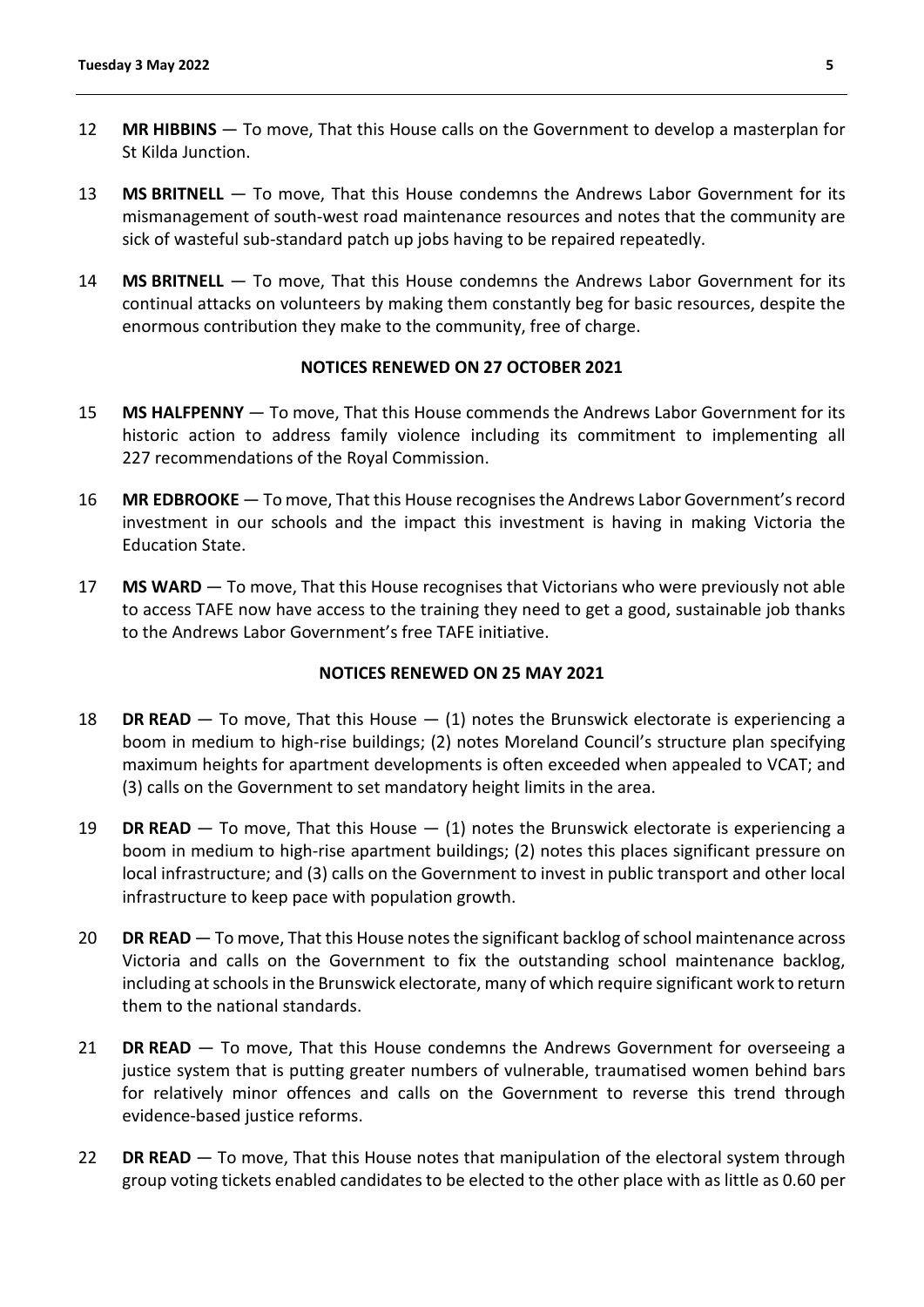12 **MR HIBBINS** — To move, That this House calls on the Government to develop a masterplan for St Kilda Junction.

13 **MS BRITNELL** — To move, That this House condemns the Andrews Labor Government for its mismanagement of south-west road maintenance resources and notes that the community are sick of wasteful sub-standard patch up jobs having to be repaired repeatedly.

14 **MS BRITNELL** — To move, That this House condemns the Andrews Labor Government for its continual attacks on volunteers by making them constantly beg for basic resources, despite the enormous contribution they make to the community, free of charge.

**NOTICES RENEWED ON 27 OCTOBER 2021**

15 **MS HALFPENNY** — To move, That this House commends the Andrews Labor Government for its historic action to address family violence including its commitment to implementing all 227 recommendations of the Royal Commission.

16 **MR EDBROOKE** — To move, That this House recognises the Andrews Labor Government's record investment in our schools and the impact this investment is having in making Victoria the Education State.

17 **MS WARD** — To move, That this House recognises that Victorians who were previously not able to access TAFE now have access to the training they need to get a good, sustainable job thanks to the Andrews Labor Government's free TAFE initiative.

**NOTICES RENEWED ON 25 MAY 2021**

18 **DR READ** — To move, That this House — (1) notes the Brunswick electorate is experiencing a boom in medium to high-rise buildings; (2) notes Moreland Council's structure plan specifying maximum heights for apartment developments is often exceeded when appealed to VCAT; and (3) calls on the Government to set mandatory height limits in the area.

19 **DR READ** — To move, That this House — (1) notes the Brunswick electorate is experiencing a boom in medium to high-rise apartment buildings; (2) notes this places significant pressure on local infrastructure; and (3) calls on the Government to invest in public transport and other local infrastructure to keep pace with population growth.

20 **DR READ** — To move, That this House notes the significant backlog of school maintenance across Victoria and calls on the Government to fix the outstanding school maintenance backlog, including at schools in the Brunswick electorate, many of which require significant work to return them to the national standards.

21 **DR READ** — To move, That this House condemns the Andrews Government for overseeing a justice system that is putting greater numbers of vulnerable, traumatised women behind bars for relatively minor offences and calls on the Government to reverse this trend through evidence-based justice reforms.

22 **DR READ** — To move, That this House notes that manipulation of the electoral system through group voting tickets enabled candidates to be elected to the other place with as little as 0.60 per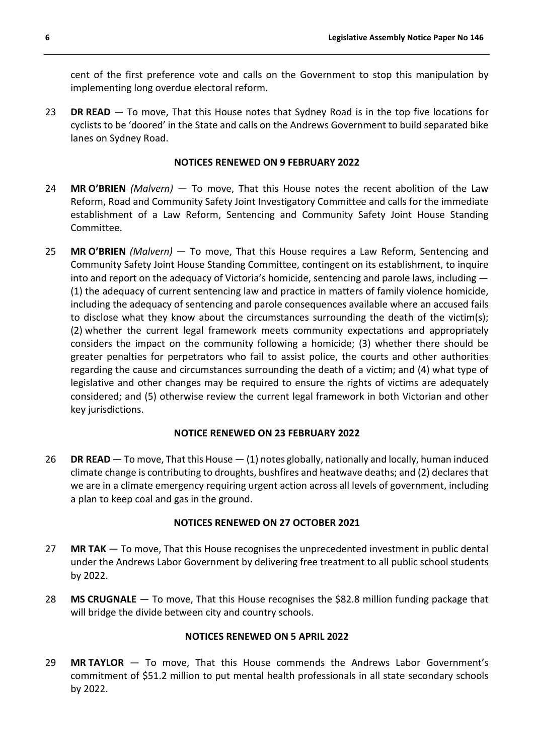cent of the first preference vote and calls on the Government to stop this manipulation by implementing long overdue electoral reform.

23 **DR READ** — To move, That this House notes that Sydney Road is in the top five locations for cyclists to be 'doored' in the State and calls on the Andrews Government to build separated bike lanes on Sydney Road.

**NOTICES RENEWED ON 9 FEBRUARY 2022**

24 **MR O'BRIEN** *(Malvern)* — To move, That this House notes the recent abolition of the Law Reform, Road and Community Safety Joint Investigatory Committee and calls for the immediate establishment of a Law Reform, Sentencing and Community Safety Joint House Standing Committee.

25 **MR O'BRIEN** *(Malvern)* — To move, That this House requires a Law Reform, Sentencing and Community Safety Joint House Standing Committee, contingent on its establishment, to inquire into and report on the adequacy of Victoria's homicide, sentencing and parole laws, including — (1) the adequacy of current sentencing law and practice in matters of family violence homicide, including the adequacy of sentencing and parole consequences available where an accused fails to disclose what they know about the circumstances surrounding the death of the victim(s); (2) whether the current legal framework meets community expectations and appropriately considers the impact on the community following a homicide; (3) whether there should be greater penalties for perpetrators who fail to assist police, the courts and other authorities regarding the cause and circumstances surrounding the death of a victim; and (4) what type of legislative and other changes may be required to ensure the rights of victims are adequately considered; and (5) otherwise review the current legal framework in both Victorian and other key jurisdictions.

**NOTICE RENEWED ON 23 FEBRUARY 2022**

26 **DR READ** — To move, That this House — (1) notes globally, nationally and locally, human induced climate change is contributing to droughts, bushfires and heatwave deaths; and (2) declares that we are in a climate emergency requiring urgent action across all levels of government, including a plan to keep coal and gas in the ground.

**NOTICES RENEWED ON 27 OCTOBER 2021**

27 **MR TAK** — To move, That this House recognises the unprecedented investment in public dental under the Andrews Labor Government by delivering free treatment to all public school students by 2022.

28 **MS CRUGNALE** — To move, That this House recognises the $82.8 million funding package that will bridge the divide between city and country schools.

**NOTICES RENEWED ON 5 APRIL 2022**

29 **MR TAYLOR** — To move, That this House commends the Andrews Labor Government's commitment of $51.2 million to put mental health professionals in all state secondary schools by 2022.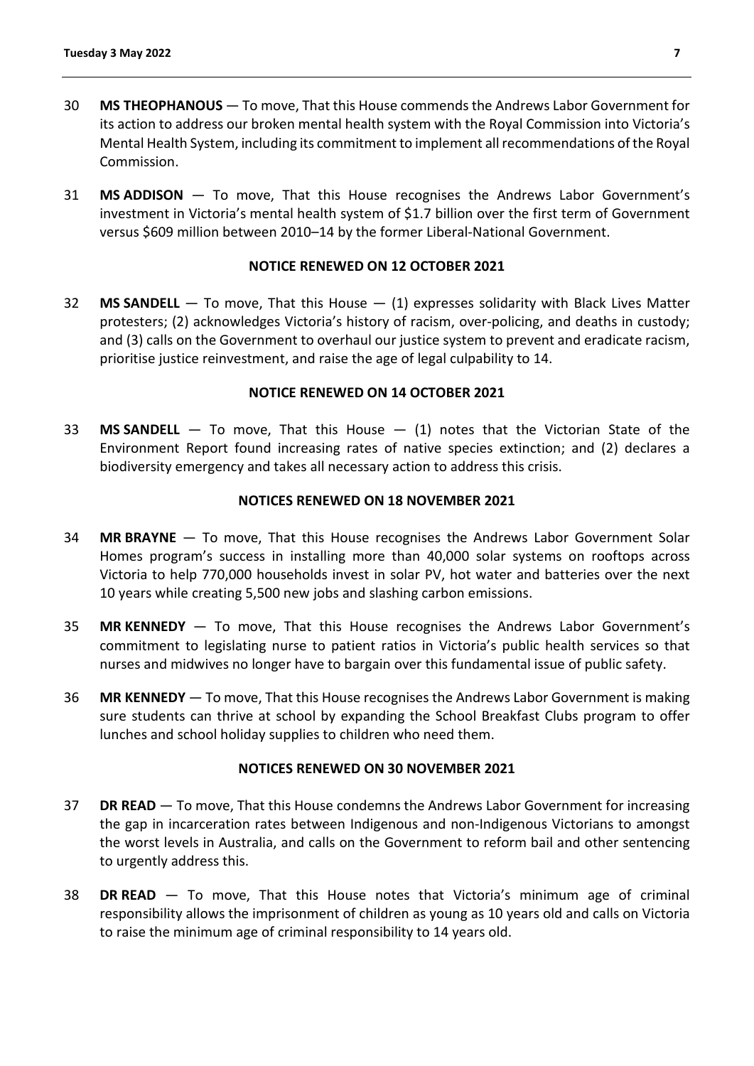30 **MS THEOPHANOUS** — To move, That this House commends the Andrews Labor Government for its action to address our broken mental health system with the Royal Commission into Victoria's Mental Health System, including its commitment to implement all recommendations of the Royal Commission.

31 **MS ADDISON** — To move, That this House recognises the Andrews Labor Government's investment in Victoria's mental health system of $1.7 billion over the first term of Government versus $609 million between 2010–14 by the former Liberal-National Government.

**NOTICE RENEWED ON 12 OCTOBER 2021**

32 **MS SANDELL** — To move, That this House — (1) expresses solidarity with Black Lives Matter protesters; (2) acknowledges Victoria's history of racism, over-policing, and deaths in custody; and (3) calls on the Government to overhaul our justice system to prevent and eradicate racism, prioritise justice reinvestment, and raise the age of legal culpability to 14.

**NOTICE RENEWED ON 14 OCTOBER 2021**

33 **MS SANDELL** — To move, That this House — (1) notes that the Victorian State of the Environment Report found increasing rates of native species extinction; and (2) declares a biodiversity emergency and takes all necessary action to address this crisis.

**NOTICES RENEWED ON 18 NOVEMBER 2021**

34 **MR BRAYNE** — To move, That this House recognises the Andrews Labor Government Solar Homes program's success in installing more than 40,000 solar systems on rooftops across Victoria to help 770,000 households invest in solar PV, hot water and batteries over the next 10 years while creating 5,500 new jobs and slashing carbon emissions.

35 **MR KENNEDY** — To move, That this House recognises the Andrews Labor Government's commitment to legislating nurse to patient ratios in Victoria's public health services so that nurses and midwives no longer have to bargain over this fundamental issue of public safety.

36 **MR KENNEDY** — To move, That this House recognises the Andrews Labor Government is making sure students can thrive at school by expanding the School Breakfast Clubs program to offer lunches and school holiday supplies to children who need them.

**NOTICES RENEWED ON 30 NOVEMBER 2021**

37 **DR READ** — To move, That this House condemns the Andrews Labor Government for increasing the gap in incarceration rates between Indigenous and non-Indigenous Victorians to amongst the worst levels in Australia, and calls on the Government to reform bail and other sentencing to urgently address this.

38 **DR READ** — To move, That this House notes that Victoria's minimum age of criminal responsibility allows the imprisonment of children as young as 10 years old and calls on Victoria to raise the minimum age of criminal responsibility to 14 years old.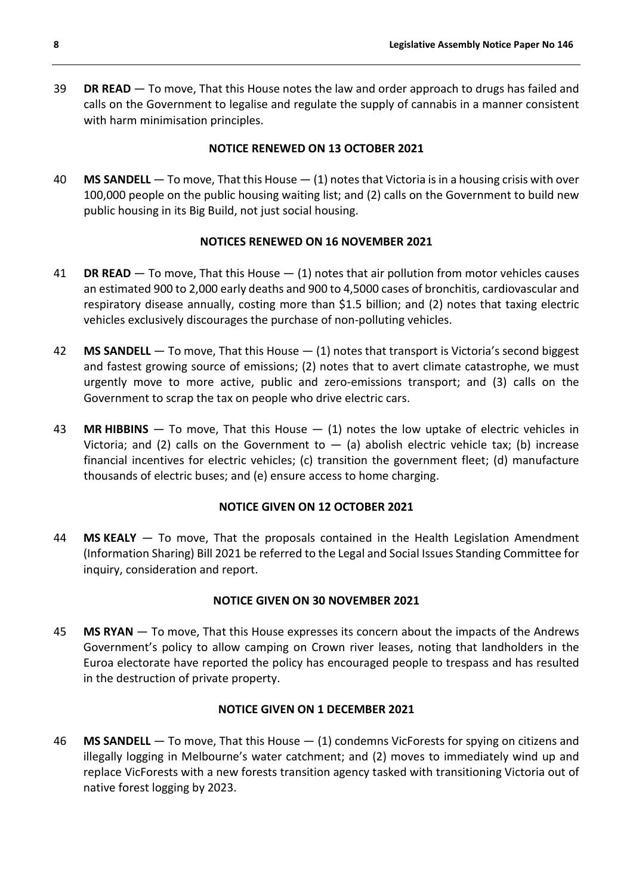39 **DR READ** — To move, That this House notes the law and order approach to drugs has failed and calls on the Government to legalise and regulate the supply of cannabis in a manner consistent with harm minimisation principles.

**NOTICE RENEWED ON 13 OCTOBER 2021**

40 **MS SANDELL** — To move, That this House — (1) notes that Victoria is in a housing crisis with over 100,000 people on the public housing waiting list; and (2) calls on the Government to build new public housing in its Big Build, not just social housing.

**NOTICES RENEWED ON 16 NOVEMBER 2021**

41 **DR READ** — To move, That this House — (1) notes that air pollution from motor vehicles causes an estimated 900 to 2,000 early deaths and 900 to 4,5000 cases of bronchitis, cardiovascular and respiratory disease annually, costing more than $1.5 billion; and (2) notes that taxing electric vehicles exclusively discourages the purchase of non-polluting vehicles.

42 **MS SANDELL** — To move, That this House — (1) notes that transport is Victoria's second biggest and fastest growing source of emissions; (2) notes that to avert climate catastrophe, we must urgently move to more active, public and zero-emissions transport; and (3) calls on the Government to scrap the tax on people who drive electric cars.

43 **MR HIBBINS** — To move, That this House — (1) notes the low uptake of electric vehicles in Victoria; and (2) calls on the Government to — (a) abolish electric vehicle tax; (b) increase financial incentives for electric vehicles; (c) transition the government fleet; (d) manufacture thousands of electric buses; and (e) ensure access to home charging.

**NOTICE GIVEN ON 12 OCTOBER 2021**

44 **MS KEALY** — To move, That the proposals contained in the Health Legislation Amendment (Information Sharing) Bill 2021 be referred to the Legal and Social Issues Standing Committee for inquiry, consideration and report.

**NOTICE GIVEN ON 30 NOVEMBER 2021**

45 **MS RYAN** — To move, That this House expresses its concern about the impacts of the Andrews Government's policy to allow camping on Crown river leases, noting that landholders in the Euroa electorate have reported the policy has encouraged people to trespass and has resulted in the destruction of private property.

**NOTICE GIVEN ON 1 DECEMBER 2021**

46 **MS SANDELL** — To move, That this House — (1) condemns VicForests for spying on citizens and illegally logging in Melbourne's water catchment; and (2) moves to immediately wind up and replace VicForests with a new forests transition agency tasked with transitioning Victoria out of native forest logging by 2023.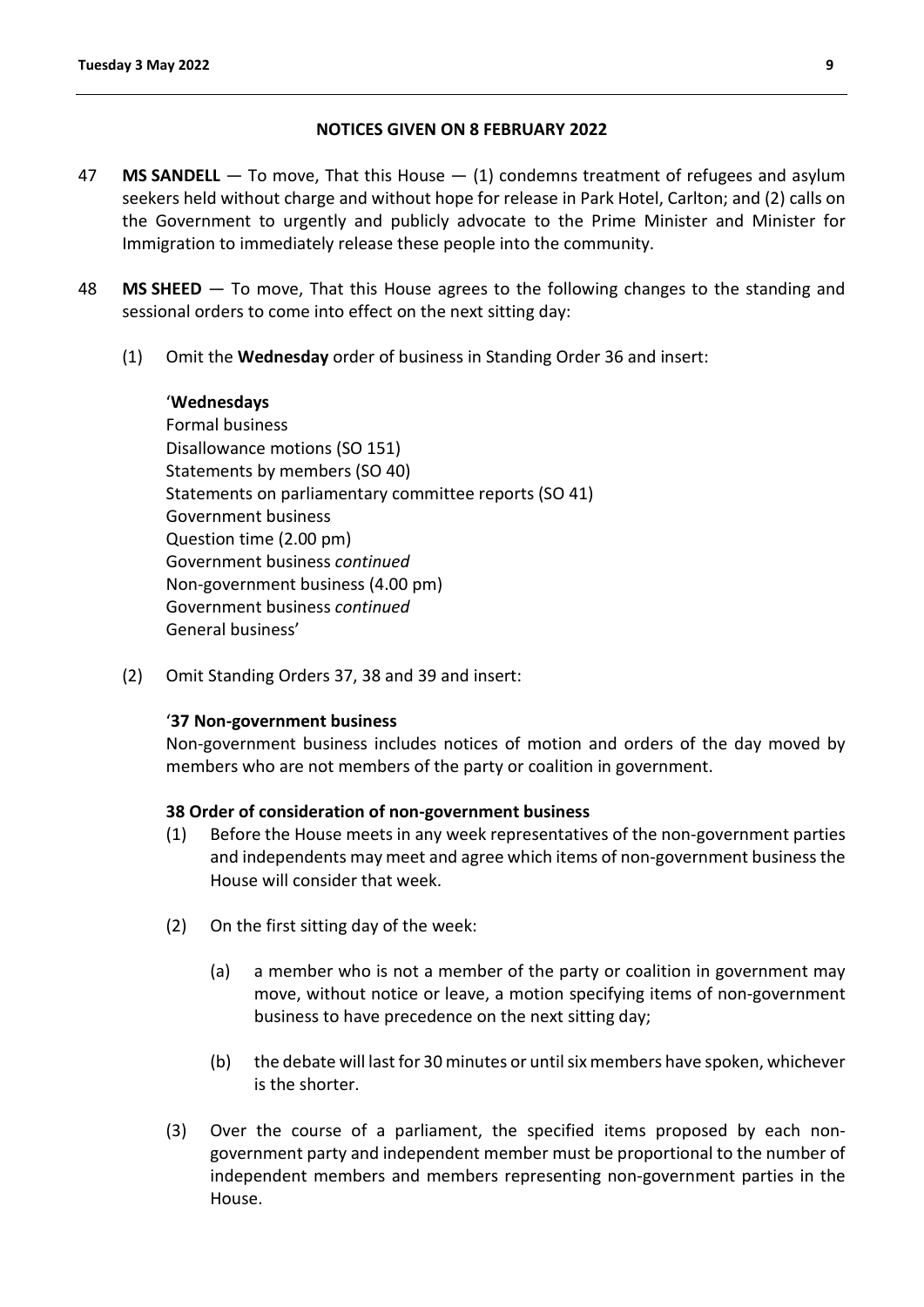## NOTICES GIVEN ON 8 FEBRUARY 2022

47 **MS SANDELL** — To move, That this House — (1) condemns treatment of refugees and asylum seekers held without charge and without hope for release in Park Hotel, Carlton; and (2) calls on the Government to urgently and publicly advocate to the Prime Minister and Minister for Immigration to immediately release these people into the community.

48 **MS SHEED** — To move, That this House agrees to the following changes to the standing and sessional orders to come into effect on the next sitting day:

(1) Omit the **Wednesday** order of business in Standing Order 36 and insert:

'**Wednesdays**
Formal business
Disallowance motions (SO 151)
Statements by members (SO 40)
Statements on parliamentary committee reports (SO 41)
Government business
Question time (2.00 pm)
Government business *continued*
Non-government business (4.00 pm)
Government business *continued*
General business'

(2) Omit Standing Orders 37, 38 and 39 and insert:

'**37 Non-government business**
Non-government business includes notices of motion and orders of the day moved by members who are not members of the party or coalition in government.

**38 Order of consideration of non-government business**

(1) Before the House meets in any week representatives of the non-government parties and independents may meet and agree which items of non-government business the House will consider that week.

(2) On the first sitting day of the week:

(a) a member who is not a member of the party or coalition in government may move, without notice or leave, a motion specifying items of non-government business to have precedence on the next sitting day;

(b) the debate will last for 30 minutes or until six members have spoken, whichever is the shorter.

(3) Over the course of a parliament, the specified items proposed by each non-government party and independent member must be proportional to the number of independent members and members representing non-government parties in the House.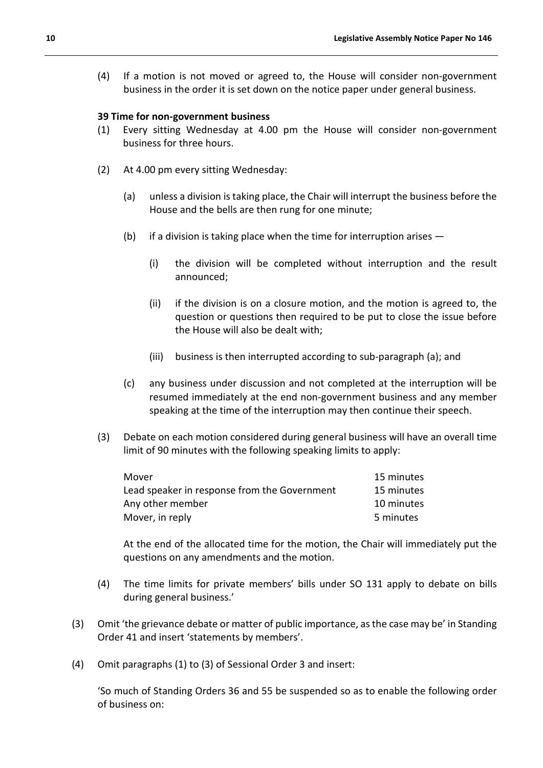(4) If a motion is not moved or agreed to, the House will consider non-government business in the order it is set down on the notice paper under general business.

**39 Time for non-government business**

(1) Every sitting Wednesday at 4.00 pm the House will consider non-government business for three hours.

(2) At 4.00 pm every sitting Wednesday:

(a) unless a division is taking place, the Chair will interrupt the business before the House and the bells are then rung for one minute;

(b) if a division is taking place when the time for interruption arises —

(i) the division will be completed without interruption and the result announced;

(ii) if the division is on a closure motion, and the motion is agreed to, the question or questions then required to be put to close the issue before the House will also be dealt with;

(iii) business is then interrupted according to sub-paragraph (a); and

(c) any business under discussion and not completed at the interruption will be resumed immediately at the end non-government business and any member speaking at the time of the interruption may then continue their speech.

(3) Debate on each motion considered during general business will have an overall time limit of 90 minutes with the following speaking limits to apply:

| | |
|---|---|
| Mover | 15 minutes |
| Lead speaker in response from the Government | 15 minutes |
| Any other member | 10 minutes |
| Mover, in reply | 5 minutes |

At the end of the allocated time for the motion, the Chair will immediately put the questions on any amendments and the motion.

(4) The time limits for private members' bills under SO 131 apply to debate on bills during general business.'

(3) Omit 'the grievance debate or matter of public importance, as the case may be' in Standing Order 41 and insert 'statements by members'.

(4) Omit paragraphs (1) to (3) of Sessional Order 3 and insert:

'So much of Standing Orders 36 and 55 be suspended so as to enable the following order of business on: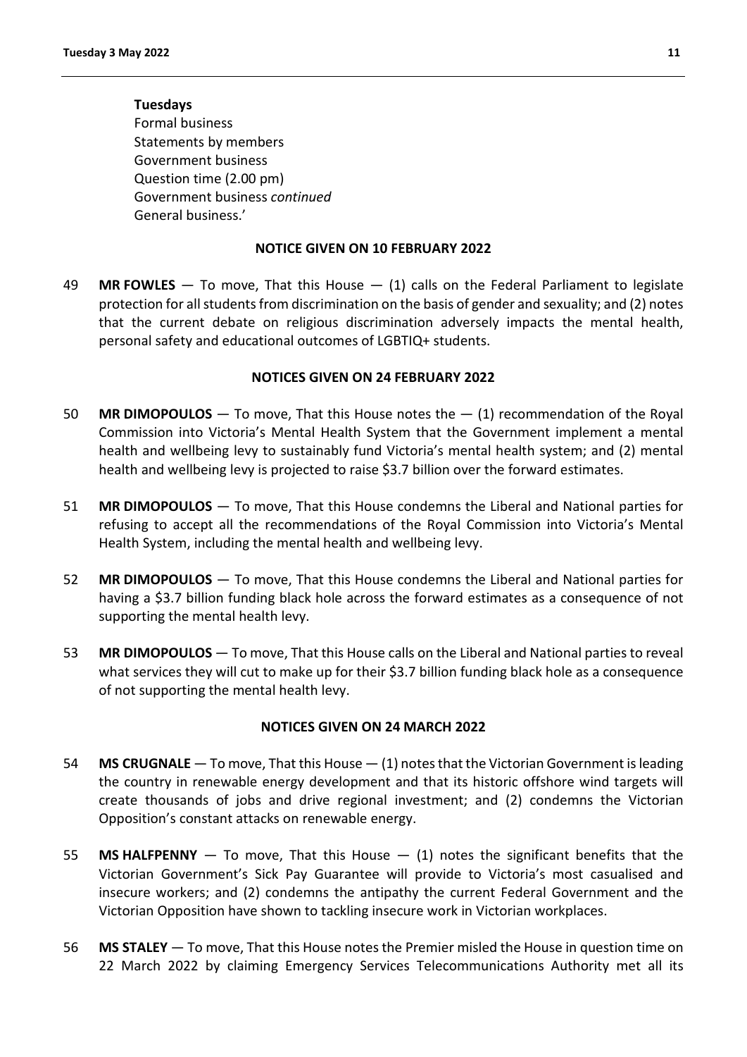**Tuesdays**
Formal business
Statements by members
Government business
Question time (2.00 pm)
Government business *continued*
General business.'

**NOTICE GIVEN ON 10 FEBRUARY 2022**

49 **MR FOWLES** — To move, That this House — (1) calls on the Federal Parliament to legislate protection for all students from discrimination on the basis of gender and sexuality; and (2) notes that the current debate on religious discrimination adversely impacts the mental health, personal safety and educational outcomes of LGBTIQ+ students.

**NOTICES GIVEN ON 24 FEBRUARY 2022**

50 **MR DIMOPOULOS** — To move, That this House notes the — (1) recommendation of the Royal Commission into Victoria's Mental Health System that the Government implement a mental health and wellbeing levy to sustainably fund Victoria's mental health system; and (2) mental health and wellbeing levy is projected to raise $3.7 billion over the forward estimates.

51 **MR DIMOPOULOS** — To move, That this House condemns the Liberal and National parties for refusing to accept all the recommendations of the Royal Commission into Victoria's Mental Health System, including the mental health and wellbeing levy.

52 **MR DIMOPOULOS** — To move, That this House condemns the Liberal and National parties for having a $3.7 billion funding black hole across the forward estimates as a consequence of not supporting the mental health levy.

53 **MR DIMOPOULOS** — To move, That this House calls on the Liberal and National parties to reveal what services they will cut to make up for their $3.7 billion funding black hole as a consequence of not supporting the mental health levy.

**NOTICES GIVEN ON 24 MARCH 2022**

54 **MS CRUGNALE** — To move, That this House — (1) notes that the Victorian Government is leading the country in renewable energy development and that its historic offshore wind targets will create thousands of jobs and drive regional investment; and (2) condemns the Victorian Opposition's constant attacks on renewable energy.

55 **MS HALFPENNY** — To move, That this House — (1) notes the significant benefits that the Victorian Government's Sick Pay Guarantee will provide to Victoria's most casualised and insecure workers; and (2) condemns the antipathy the current Federal Government and the Victorian Opposition have shown to tackling insecure work in Victorian workplaces.

56 **MS STALEY** — To move, That this House notes the Premier misled the House in question time on 22 March 2022 by claiming Emergency Services Telecommunications Authority met all its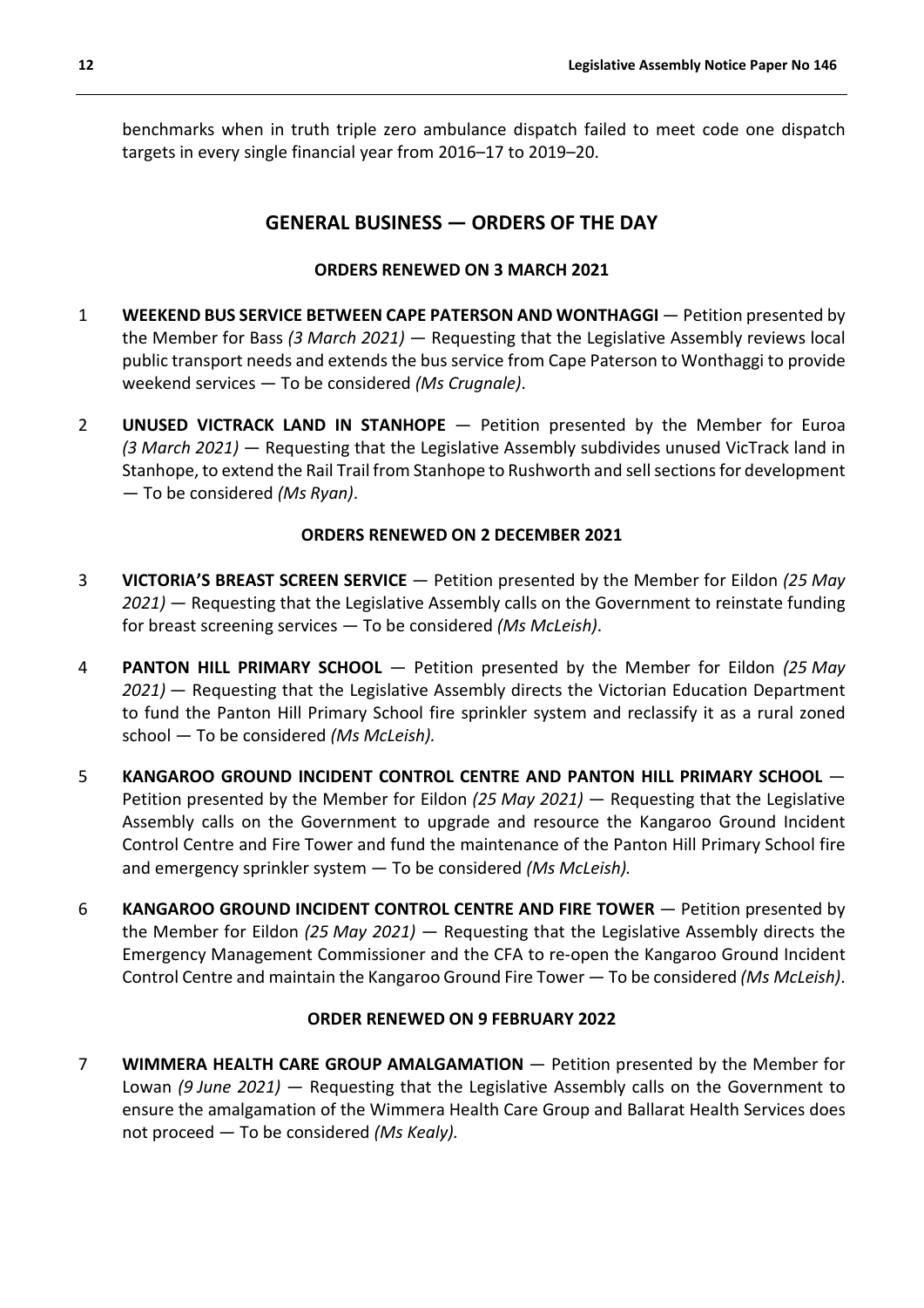benchmarks when in truth triple zero ambulance dispatch failed to meet code one dispatch targets in every single financial year from 2016–17 to 2019–20.

## GENERAL BUSINESS — ORDERS OF THE DAY

### ORDERS RENEWED ON 3 MARCH 2021

1 **WEEKEND BUS SERVICE BETWEEN CAPE PATERSON AND WONTHAGGI** — Petition presented by the Member for Bass *(3 March 2021)* — Requesting that the Legislative Assembly reviews local public transport needs and extends the bus service from Cape Paterson to Wonthaggi to provide weekend services — To be considered *(Ms Crugnale)*.

2 **UNUSED VICTRACK LAND IN STANHOPE** — Petition presented by the Member for Euroa *(3 March 2021)* — Requesting that the Legislative Assembly subdivides unused VicTrack land in Stanhope, to extend the Rail Trail from Stanhope to Rushworth and sell sections for development — To be considered *(Ms Ryan)*.

### ORDERS RENEWED ON 2 DECEMBER 2021

3 **VICTORIA'S BREAST SCREEN SERVICE** — Petition presented by the Member for Eildon *(25 May 2021)* — Requesting that the Legislative Assembly calls on the Government to reinstate funding for breast screening services — To be considered *(Ms McLeish)*.

4 **PANTON HILL PRIMARY SCHOOL** — Petition presented by the Member for Eildon *(25 May 2021)* — Requesting that the Legislative Assembly directs the Victorian Education Department to fund the Panton Hill Primary School fire sprinkler system and reclassify it as a rural zoned school — To be considered *(Ms McLeish).*

5 **KANGAROO GROUND INCIDENT CONTROL CENTRE AND PANTON HILL PRIMARY SCHOOL** — Petition presented by the Member for Eildon *(25 May 2021)* — Requesting that the Legislative Assembly calls on the Government to upgrade and resource the Kangaroo Ground Incident Control Centre and Fire Tower and fund the maintenance of the Panton Hill Primary School fire and emergency sprinkler system — To be considered *(Ms McLeish).*

6 **KANGAROO GROUND INCIDENT CONTROL CENTRE AND FIRE TOWER** — Petition presented by the Member for Eildon *(25 May 2021)* — Requesting that the Legislative Assembly directs the Emergency Management Commissioner and the CFA to re-open the Kangaroo Ground Incident Control Centre and maintain the Kangaroo Ground Fire Tower — To be considered *(Ms McLeish)*.

### ORDER RENEWED ON 9 FEBRUARY 2022

7 **WIMMERA HEALTH CARE GROUP AMALGAMATION** — Petition presented by the Member for Lowan *(9 June 2021)* — Requesting that the Legislative Assembly calls on the Government to ensure the amalgamation of the Wimmera Health Care Group and Ballarat Health Services does not proceed — To be considered *(Ms Kealy).*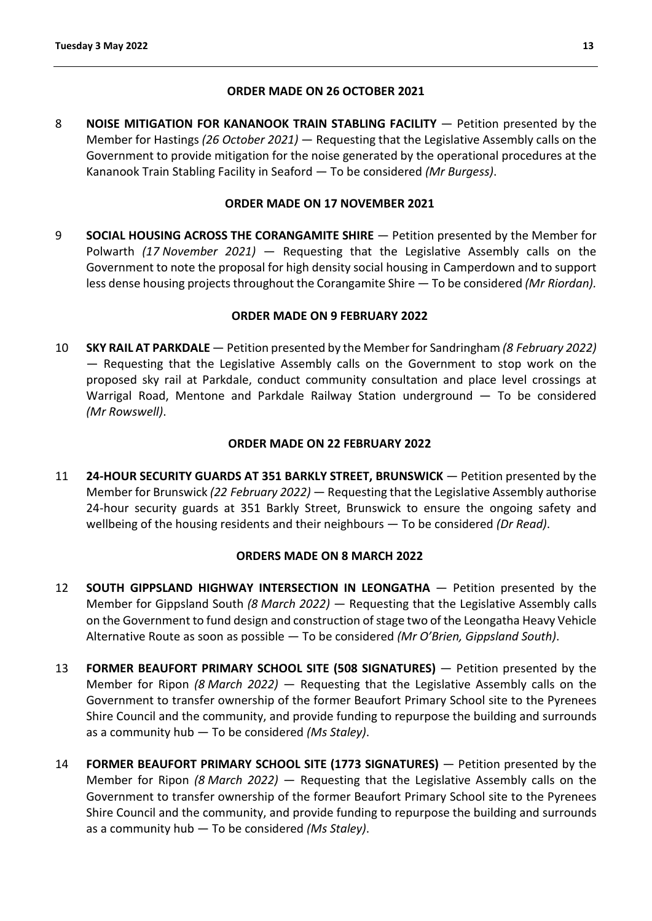**ORDER MADE ON 26 OCTOBER 2021**

8 **NOISE MITIGATION FOR KANANOOK TRAIN STABLING FACILITY** — Petition presented by the Member for Hastings *(26 October 2021)* — Requesting that the Legislative Assembly calls on the Government to provide mitigation for the noise generated by the operational procedures at the Kananook Train Stabling Facility in Seaford — To be considered *(Mr Burgess)*.

**ORDER MADE ON 17 NOVEMBER 2021**

9 **SOCIAL HOUSING ACROSS THE CORANGAMITE SHIRE** — Petition presented by the Member for Polwarth *(17 November 2021)* — Requesting that the Legislative Assembly calls on the Government to note the proposal for high density social housing in Camperdown and to support less dense housing projects throughout the Corangamite Shire — To be considered *(Mr Riordan).*

**ORDER MADE ON 9 FEBRUARY 2022**

10 **SKY RAIL AT PARKDALE** — Petition presented by the Member for Sandringham *(8 February 2022)* — Requesting that the Legislative Assembly calls on the Government to stop work on the proposed sky rail at Parkdale, conduct community consultation and place level crossings at Warrigal Road, Mentone and Parkdale Railway Station underground — To be considered *(Mr Rowswell)*.

**ORDER MADE ON 22 FEBRUARY 2022**

11 **24-HOUR SECURITY GUARDS AT 351 BARKLY STREET, BRUNSWICK** — Petition presented by the Member for Brunswick *(22 February 2022)* — Requesting that the Legislative Assembly authorise 24-hour security guards at 351 Barkly Street, Brunswick to ensure the ongoing safety and wellbeing of the housing residents and their neighbours — To be considered *(Dr Read)*.

**ORDERS MADE ON 8 MARCH 2022**

12 **SOUTH GIPPSLAND HIGHWAY INTERSECTION IN LEONGATHA** — Petition presented by the Member for Gippsland South *(8 March 2022)* — Requesting that the Legislative Assembly calls on the Government to fund design and construction of stage two of the Leongatha Heavy Vehicle Alternative Route as soon as possible — To be considered *(Mr O'Brien, Gippsland South)*.

13 **FORMER BEAUFORT PRIMARY SCHOOL SITE (508 SIGNATURES)** — Petition presented by the Member for Ripon *(8 March 2022)* — Requesting that the Legislative Assembly calls on the Government to transfer ownership of the former Beaufort Primary School site to the Pyrenees Shire Council and the community, and provide funding to repurpose the building and surrounds as a community hub — To be considered *(Ms Staley)*.

14 **FORMER BEAUFORT PRIMARY SCHOOL SITE (1773 SIGNATURES)** — Petition presented by the Member for Ripon *(8 March 2022)* — Requesting that the Legislative Assembly calls on the Government to transfer ownership of the former Beaufort Primary School site to the Pyrenees Shire Council and the community, and provide funding to repurpose the building and surrounds as a community hub — To be considered *(Ms Staley)*.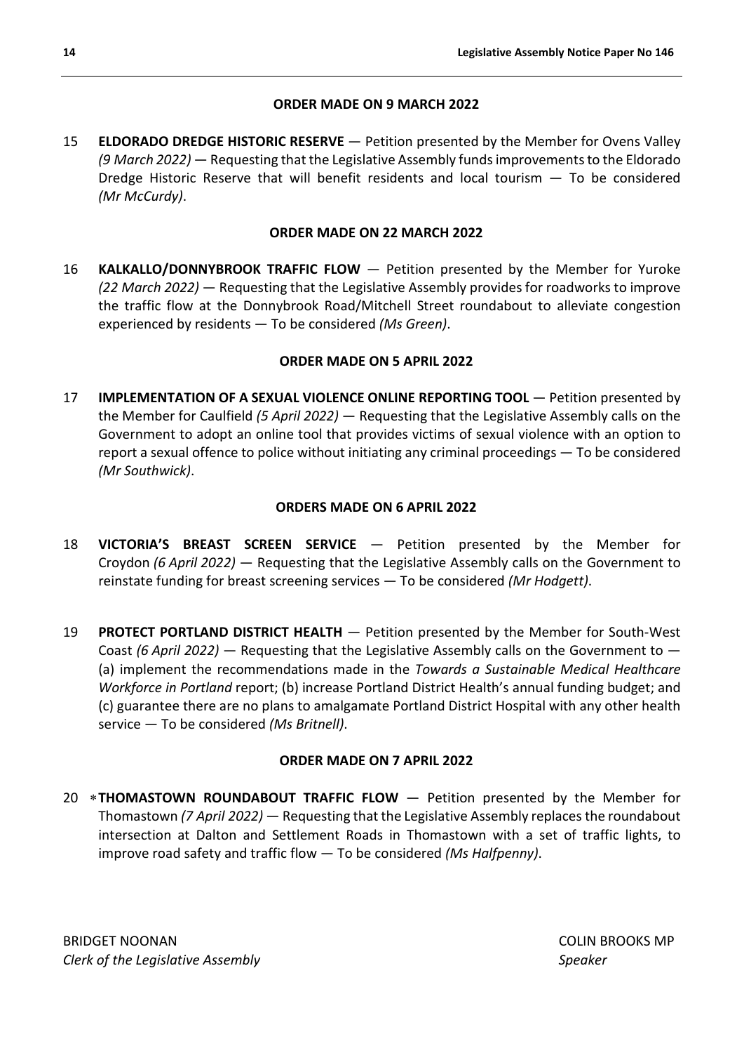**ORDER MADE ON 9 MARCH 2022**

15 **ELDORADO DREDGE HISTORIC RESERVE** — Petition presented by the Member for Ovens Valley *(9 March 2022)* — Requesting that the Legislative Assembly funds improvements to the Eldorado Dredge Historic Reserve that will benefit residents and local tourism — To be considered *(Mr McCurdy)*.

**ORDER MADE ON 22 MARCH 2022**

16 **KALKALLO/DONNYBROOK TRAFFIC FLOW** — Petition presented by the Member for Yuroke *(22 March 2022)* — Requesting that the Legislative Assembly provides for roadworks to improve the traffic flow at the Donnybrook Road/Mitchell Street roundabout to alleviate congestion experienced by residents — To be considered *(Ms Green)*.

**ORDER MADE ON 5 APRIL 2022**

17 **IMPLEMENTATION OF A SEXUAL VIOLENCE ONLINE REPORTING TOOL** — Petition presented by the Member for Caulfield *(5 April 2022)* — Requesting that the Legislative Assembly calls on the Government to adopt an online tool that provides victims of sexual violence with an option to report a sexual offence to police without initiating any criminal proceedings — To be considered *(Mr Southwick)*.

**ORDERS MADE ON 6 APRIL 2022**

18 **VICTORIA'S BREAST SCREEN SERVICE** — Petition presented by the Member for Croydon *(6 April 2022)* — Requesting that the Legislative Assembly calls on the Government to reinstate funding for breast screening services — To be considered *(Mr Hodgett)*.

19 **PROTECT PORTLAND DISTRICT HEALTH** — Petition presented by the Member for South-West Coast *(6 April 2022)* — Requesting that the Legislative Assembly calls on the Government to — (a) implement the recommendations made in the *Towards a Sustainable Medical Healthcare Workforce in Portland* report; (b) increase Portland District Health's annual funding budget; and (c) guarantee there are no plans to amalgamate Portland District Hospital with any other health service — To be considered *(Ms Britnell)*.

**ORDER MADE ON 7 APRIL 2022**

20 ∗**THOMASTOWN ROUNDABOUT TRAFFIC FLOW** — Petition presented by the Member for Thomastown *(7 April 2022)* — Requesting that the Legislative Assembly replaces the roundabout intersection at Dalton and Settlement Roads in Thomastown with a set of traffic lights, to improve road safety and traffic flow — To be considered *(Ms Halfpenny)*.

BRIDGET NOONAN
*Clerk of the Legislative Assembly*

COLIN BROOKS MP
*Speaker*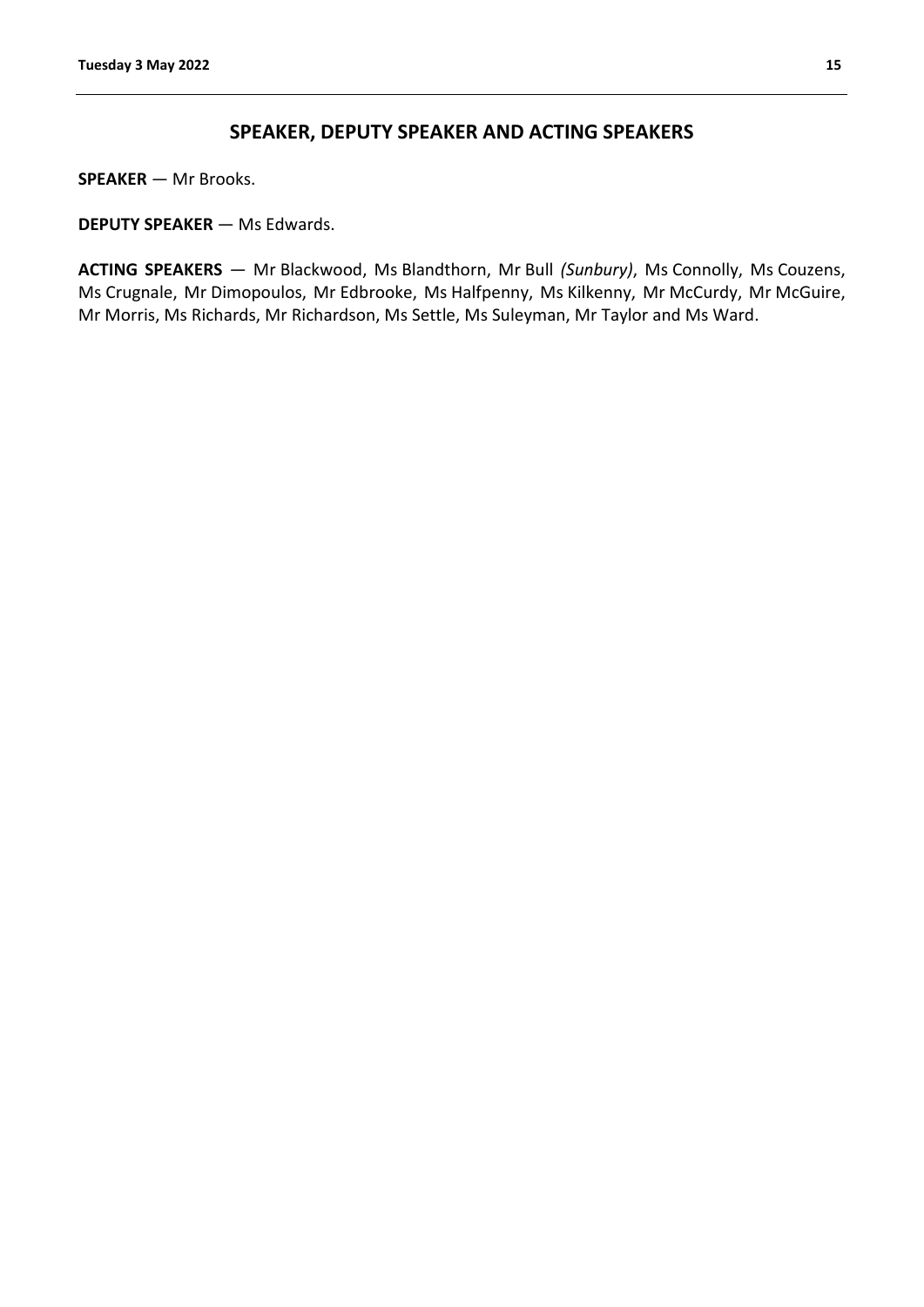## SPEAKER, DEPUTY SPEAKER AND ACTING SPEAKERS

**SPEAKER** — Mr Brooks.

**DEPUTY SPEAKER** — Ms Edwards.

**ACTING SPEAKERS** — Mr Blackwood, Ms Blandthorn, Mr Bull *(Sunbury)*, Ms Connolly, Ms Couzens, Ms Crugnale, Mr Dimopoulos, Mr Edbrooke, Ms Halfpenny, Ms Kilkenny, Mr McCurdy, Mr McGuire, Mr Morris, Ms Richards, Mr Richardson, Ms Settle, Ms Suleyman, Mr Taylor and Ms Ward.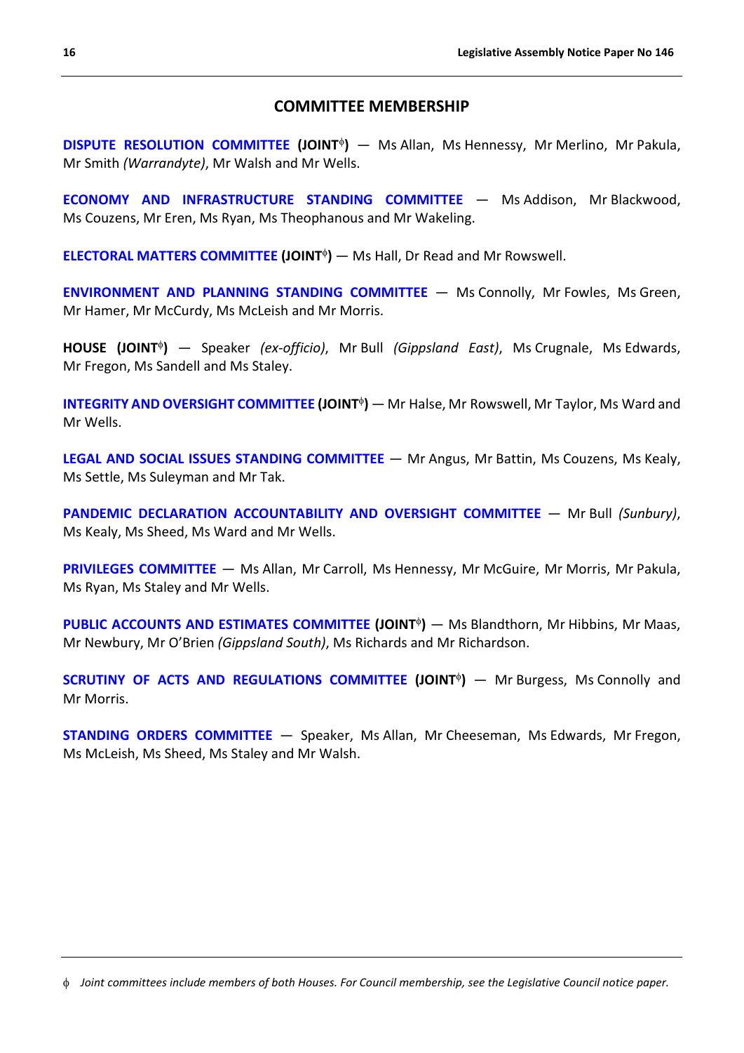## COMMITTEE MEMBERSHIP

**DISPUTE RESOLUTION COMMITTEE (JOINT[ϕ])** — Ms Allan, Ms Hennessy, Mr Merlino, Mr Pakula, Mr Smith *(Warrandyte)*, Mr Walsh and Mr Wells.

**ECONOMY AND INFRASTRUCTURE STANDING COMMITTEE** — Ms Addison, Mr Blackwood, Ms Couzens, Mr Eren, Ms Ryan, Ms Theophanous and Mr Wakeling.

**ELECTORAL MATTERS COMMITTEE (JOINT[ϕ])** — Ms Hall, Dr Read and Mr Rowswell.

**ENVIRONMENT AND PLANNING STANDING COMMITTEE** — Ms Connolly, Mr Fowles, Ms Green, Mr Hamer, Mr McCurdy, Ms McLeish and Mr Morris.

**HOUSE (JOINT[ϕ])** — Speaker *(ex-officio)*, Mr Bull *(Gippsland East)*, Ms Crugnale, Ms Edwards, Mr Fregon, Ms Sandell and Ms Staley.

**INTEGRITY AND OVERSIGHT COMMITTEE (JOINT[ϕ])** — Mr Halse, Mr Rowswell, Mr Taylor, Ms Ward and Mr Wells.

**LEGAL AND SOCIAL ISSUES STANDING COMMITTEE** — Mr Angus, Mr Battin, Ms Couzens, Ms Kealy, Ms Settle, Ms Suleyman and Mr Tak.

**PANDEMIC DECLARATION ACCOUNTABILITY AND OVERSIGHT COMMITTEE** — Mr Bull *(Sunbury)*, Ms Kealy, Ms Sheed, Ms Ward and Mr Wells.

**PRIVILEGES COMMITTEE** — Ms Allan, Mr Carroll, Ms Hennessy, Mr McGuire, Mr Morris, Mr Pakula, Ms Ryan, Ms Staley and Mr Wells.

**PUBLIC ACCOUNTS AND ESTIMATES COMMITTEE (JOINT[ϕ])** — Ms Blandthorn, Mr Hibbins, Mr Maas, Mr Newbury, Mr O'Brien *(Gippsland South)*, Ms Richards and Mr Richardson.

**SCRUTINY OF ACTS AND REGULATIONS COMMITTEE (JOINT[ϕ])** — Mr Burgess, Ms Connolly and Mr Morris.

**STANDING ORDERS COMMITTEE** — Speaker, Ms Allan, Mr Cheeseman, Ms Edwards, Mr Fregon, Ms McLeish, Ms Sheed, Ms Staley and Mr Walsh.

---

ϕ *Joint committees include members of both Houses. For Council membership, see the Legislative Council notice paper.*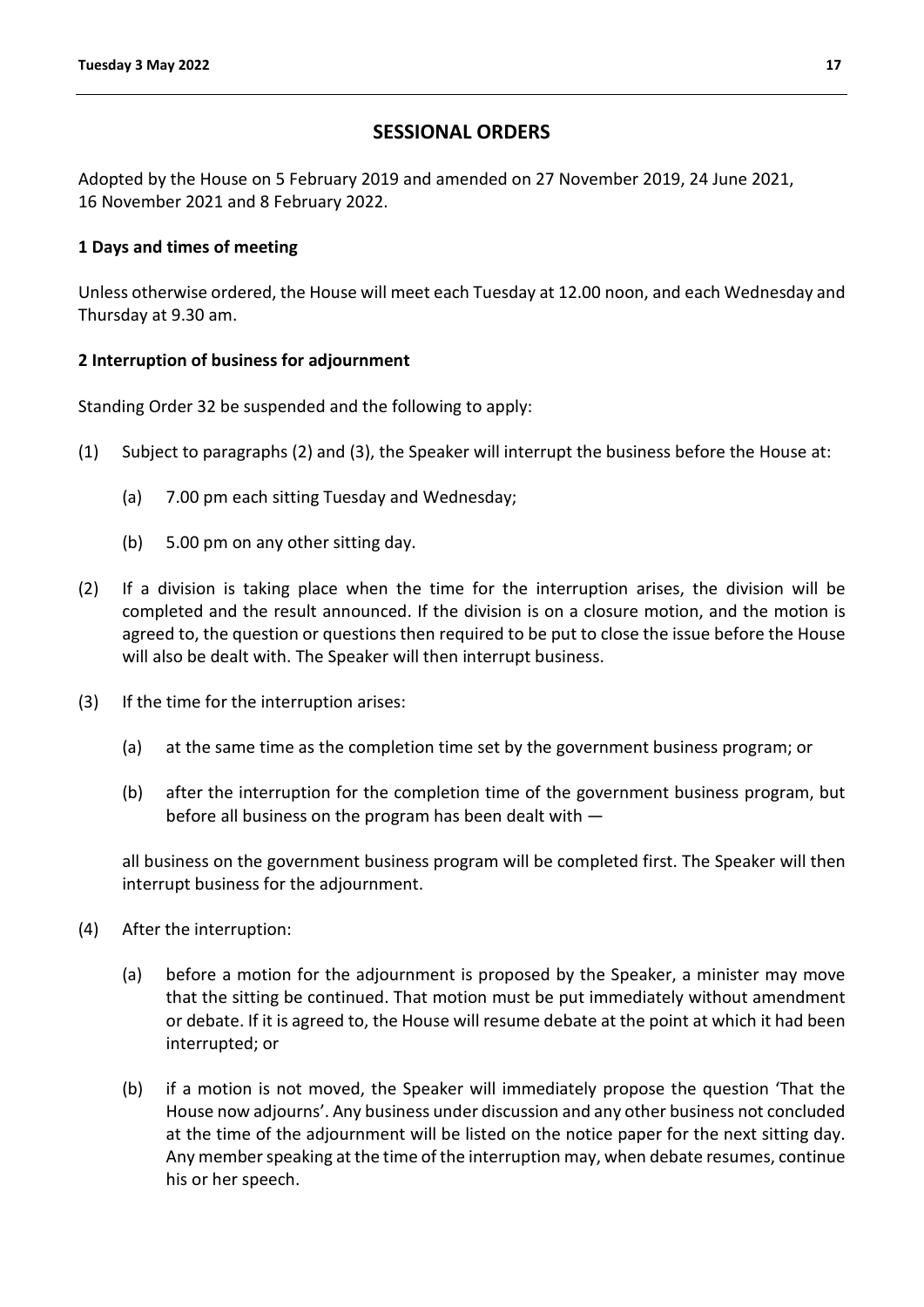## SESSIONAL ORDERS

Adopted by the House on 5 February 2019 and amended on 27 November 2019, 24 June 2021, 16 November 2021 and 8 February 2022.

### 1 Days and times of meeting

Unless otherwise ordered, the House will meet each Tuesday at 12.00 noon, and each Wednesday and Thursday at 9.30 am.

### 2 Interruption of business for adjournment

Standing Order 32 be suspended and the following to apply:

(1) Subject to paragraphs (2) and (3), the Speaker will interrupt the business before the House at:

  (a) 7.00 pm each sitting Tuesday and Wednesday;

  (b) 5.00 pm on any other sitting day.

(2) If a division is taking place when the time for the interruption arises, the division will be completed and the result announced. If the division is on a closure motion, and the motion is agreed to, the question or questions then required to be put to close the issue before the House will also be dealt with. The Speaker will then interrupt business.

(3) If the time for the interruption arises:

  (a) at the same time as the completion time set by the government business program; or

  (b) after the interruption for the completion time of the government business program, but before all business on the program has been dealt with —

  all business on the government business program will be completed first. The Speaker will then interrupt business for the adjournment.

(4) After the interruption:

  (a) before a motion for the adjournment is proposed by the Speaker, a minister may move that the sitting be continued. That motion must be put immediately without amendment or debate. If it is agreed to, the House will resume debate at the point at which it had been interrupted; or

  (b) if a motion is not moved, the Speaker will immediately propose the question 'That the House now adjourns'. Any business under discussion and any other business not concluded at the time of the adjournment will be listed on the notice paper for the next sitting day. Any member speaking at the time of the interruption may, when debate resumes, continue his or her speech.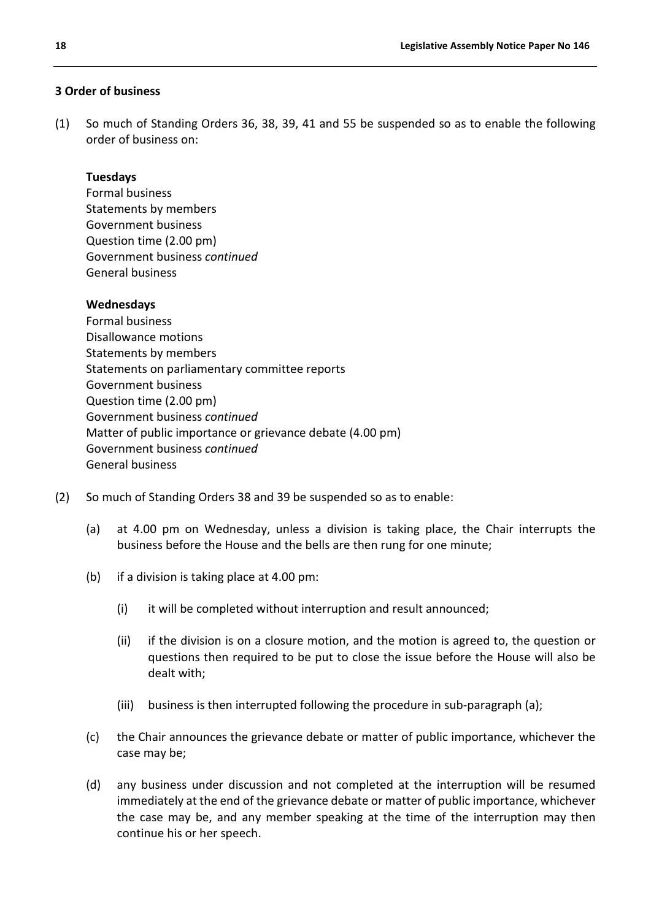### 3 Order of business

(1) So much of Standing Orders 36, 38, 39, 41 and 55 be suspended so as to enable the following order of business on:

**Tuesdays**
Formal business
Statements by members
Government business
Question time (2.00 pm)
Government business *continued*
General business

**Wednesdays**
Formal business
Disallowance motions
Statements by members
Statements on parliamentary committee reports
Government business
Question time (2.00 pm)
Government business *continued*
Matter of public importance or grievance debate (4.00 pm)
Government business *continued*
General business

(2) So much of Standing Orders 38 and 39 be suspended so as to enable:

(a) at 4.00 pm on Wednesday, unless a division is taking place, the Chair interrupts the business before the House and the bells are then rung for one minute;

(b) if a division is taking place at 4.00 pm:

(i) it will be completed without interruption and result announced;

(ii) if the division is on a closure motion, and the motion is agreed to, the question or questions then required to be put to close the issue before the House will also be dealt with;

(iii) business is then interrupted following the procedure in sub-paragraph (a);

(c) the Chair announces the grievance debate or matter of public importance, whichever the case may be;

(d) any business under discussion and not completed at the interruption will be resumed immediately at the end of the grievance debate or matter of public importance, whichever the case may be, and any member speaking at the time of the interruption may then continue his or her speech.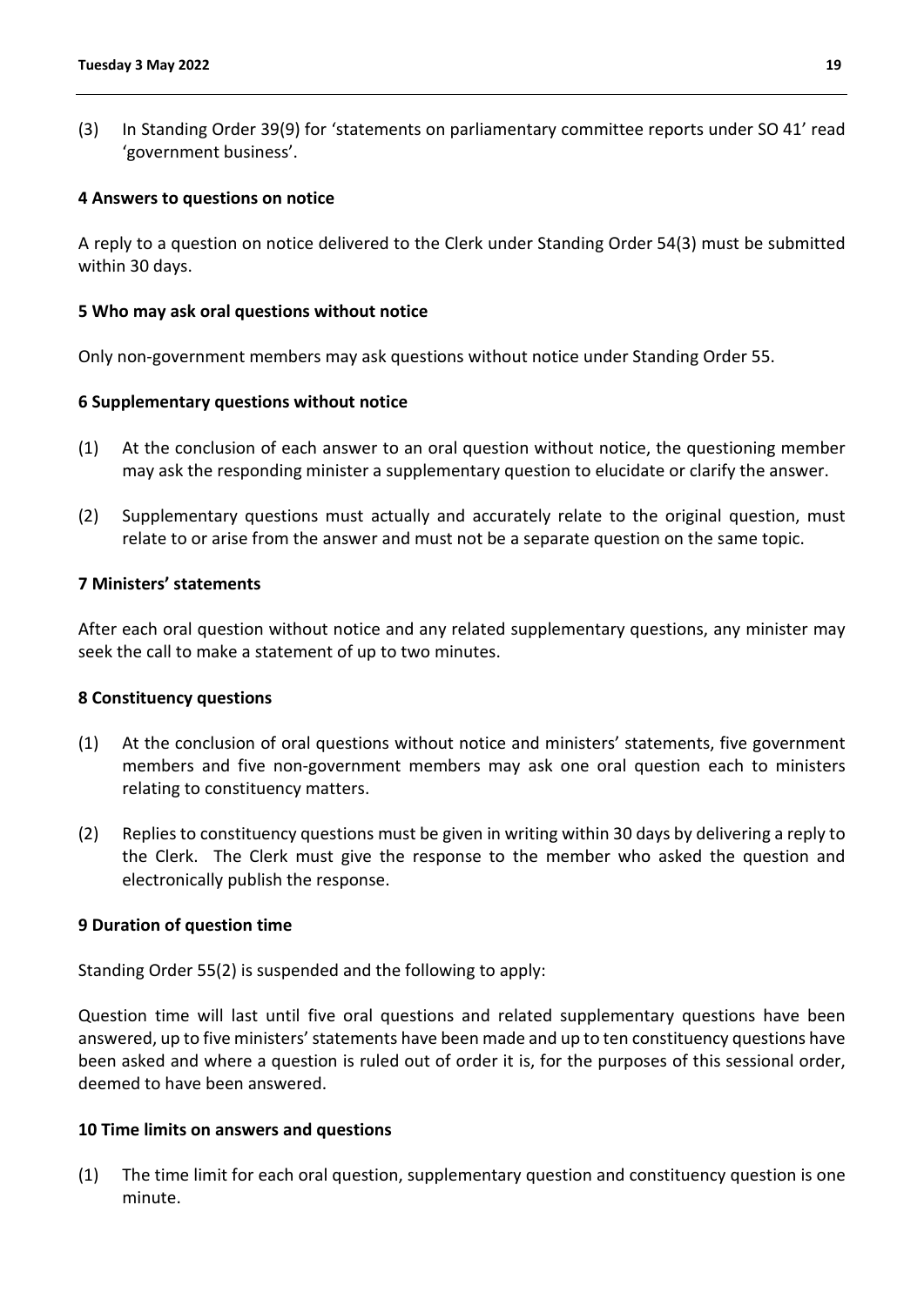(3) In Standing Order 39(9) for 'statements on parliamentary committee reports under SO 41' read 'government business'.

### 4 Answers to questions on notice

A reply to a question on notice delivered to the Clerk under Standing Order 54(3) must be submitted within 30 days.

### 5 Who may ask oral questions without notice

Only non-government members may ask questions without notice under Standing Order 55.

### 6 Supplementary questions without notice

(1) At the conclusion of each answer to an oral question without notice, the questioning member may ask the responding minister a supplementary question to elucidate or clarify the answer.

(2) Supplementary questions must actually and accurately relate to the original question, must relate to or arise from the answer and must not be a separate question on the same topic.

### 7 Ministers' statements

After each oral question without notice and any related supplementary questions, any minister may seek the call to make a statement of up to two minutes.

### 8 Constituency questions

(1) At the conclusion of oral questions without notice and ministers' statements, five government members and five non-government members may ask one oral question each to ministers relating to constituency matters.

(2) Replies to constituency questions must be given in writing within 30 days by delivering a reply to the Clerk. The Clerk must give the response to the member who asked the question and electronically publish the response.

### 9 Duration of question time

Standing Order 55(2) is suspended and the following to apply:

Question time will last until five oral questions and related supplementary questions have been answered, up to five ministers' statements have been made and up to ten constituency questions have been asked and where a question is ruled out of order it is, for the purposes of this sessional order, deemed to have been answered.

### 10 Time limits on answers and questions

(1) The time limit for each oral question, supplementary question and constituency question is one minute.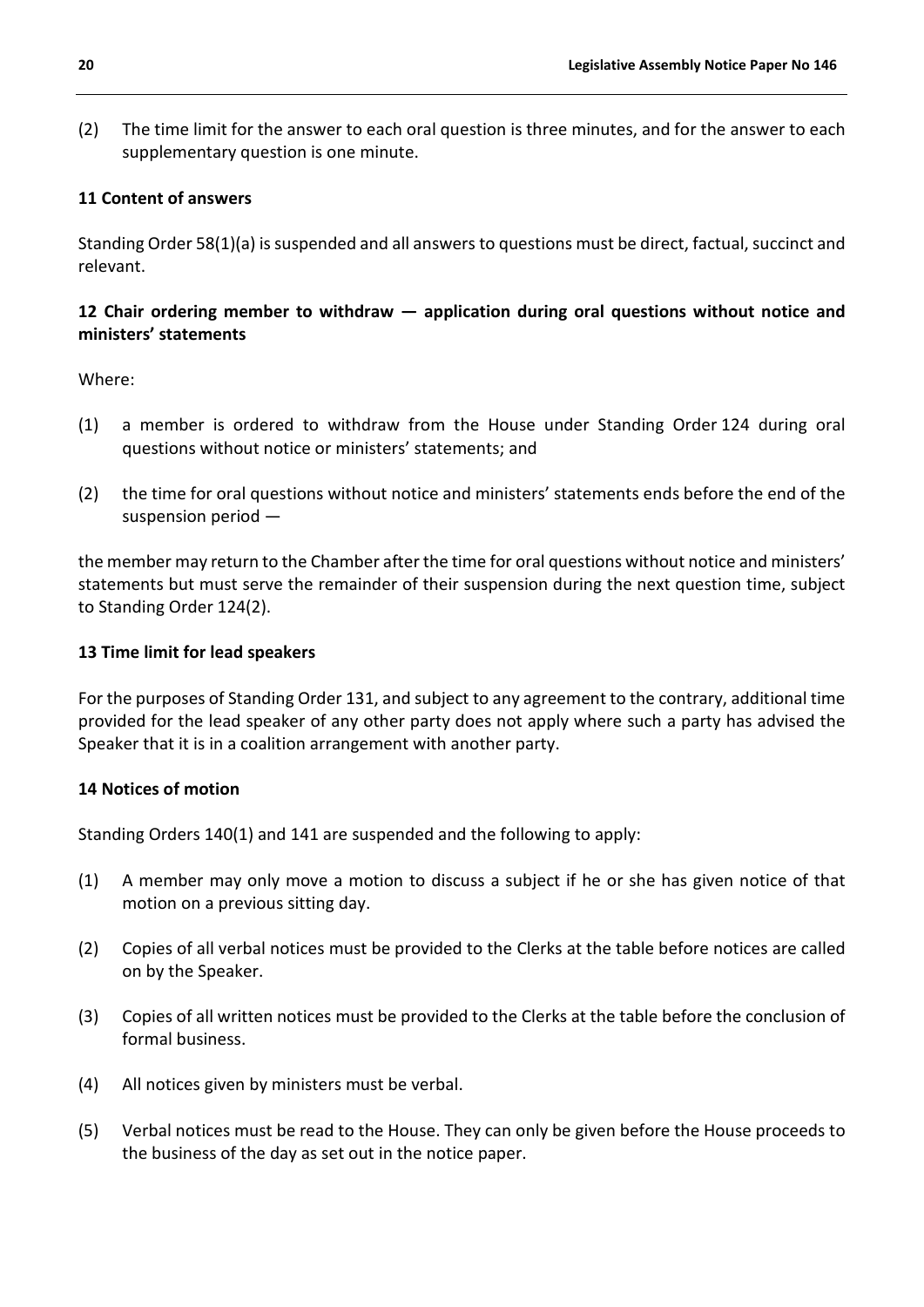(2) The time limit for the answer to each oral question is three minutes, and for the answer to each supplementary question is one minute.

**11 Content of answers**

Standing Order 58(1)(a) is suspended and all answers to questions must be direct, factual, succinct and relevant.

**12 Chair ordering member to withdraw — application during oral questions without notice and ministers' statements**

Where:

(1) a member is ordered to withdraw from the House under Standing Order 124 during oral questions without notice or ministers' statements; and

(2) the time for oral questions without notice and ministers' statements ends before the end of the suspension period —

the member may return to the Chamber after the time for oral questions without notice and ministers' statements but must serve the remainder of their suspension during the next question time, subject to Standing Order 124(2).

**13 Time limit for lead speakers**

For the purposes of Standing Order 131, and subject to any agreement to the contrary, additional time provided for the lead speaker of any other party does not apply where such a party has advised the Speaker that it is in a coalition arrangement with another party.

**14 Notices of motion**

Standing Orders 140(1) and 141 are suspended and the following to apply:

(1) A member may only move a motion to discuss a subject if he or she has given notice of that motion on a previous sitting day.

(2) Copies of all verbal notices must be provided to the Clerks at the table before notices are called on by the Speaker.

(3) Copies of all written notices must be provided to the Clerks at the table before the conclusion of formal business.

(4) All notices given by ministers must be verbal.

(5) Verbal notices must be read to the House. They can only be given before the House proceeds to the business of the day as set out in the notice paper.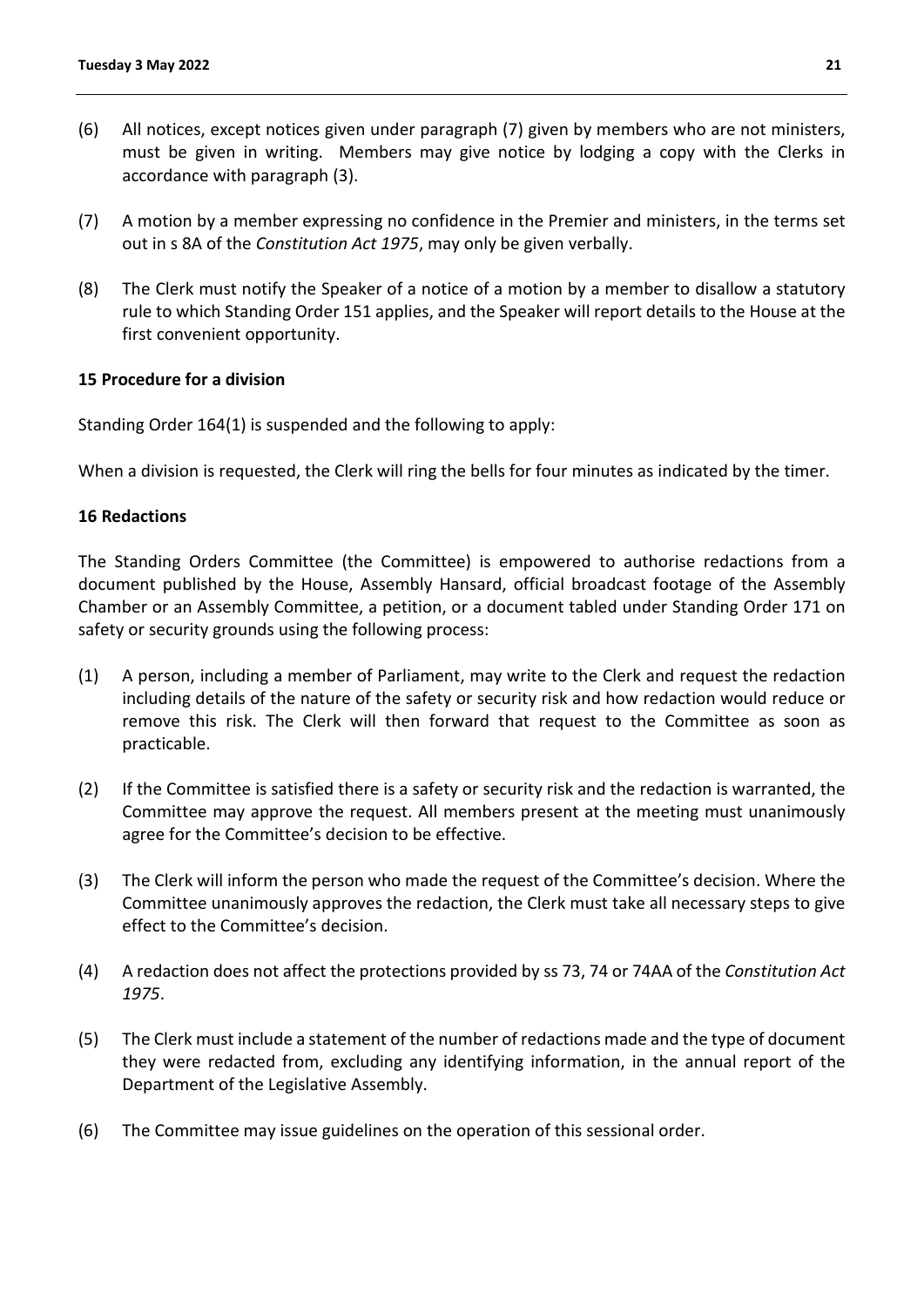(6) All notices, except notices given under paragraph (7) given by members who are not ministers, must be given in writing. Members may give notice by lodging a copy with the Clerks in accordance with paragraph (3).

(7) A motion by a member expressing no confidence in the Premier and ministers, in the terms set out in s 8A of the *Constitution Act 1975*, may only be given verbally.

(8) The Clerk must notify the Speaker of a notice of a motion by a member to disallow a statutory rule to which Standing Order 151 applies, and the Speaker will report details to the House at the first convenient opportunity.

**15 Procedure for a division**

Standing Order 164(1) is suspended and the following to apply:

When a division is requested, the Clerk will ring the bells for four minutes as indicated by the timer.

**16 Redactions**

The Standing Orders Committee (the Committee) is empowered to authorise redactions from a document published by the House, Assembly Hansard, official broadcast footage of the Assembly Chamber or an Assembly Committee, a petition, or a document tabled under Standing Order 171 on safety or security grounds using the following process:

(1) A person, including a member of Parliament, may write to the Clerk and request the redaction including details of the nature of the safety or security risk and how redaction would reduce or remove this risk. The Clerk will then forward that request to the Committee as soon as practicable.

(2) If the Committee is satisfied there is a safety or security risk and the redaction is warranted, the Committee may approve the request. All members present at the meeting must unanimously agree for the Committee's decision to be effective.

(3) The Clerk will inform the person who made the request of the Committee's decision. Where the Committee unanimously approves the redaction, the Clerk must take all necessary steps to give effect to the Committee's decision.

(4) A redaction does not affect the protections provided by ss 73, 74 or 74AA of the *Constitution Act 1975*.

(5) The Clerk must include a statement of the number of redactions made and the type of document they were redacted from, excluding any identifying information, in the annual report of the Department of the Legislative Assembly.

(6) The Committee may issue guidelines on the operation of this sessional order.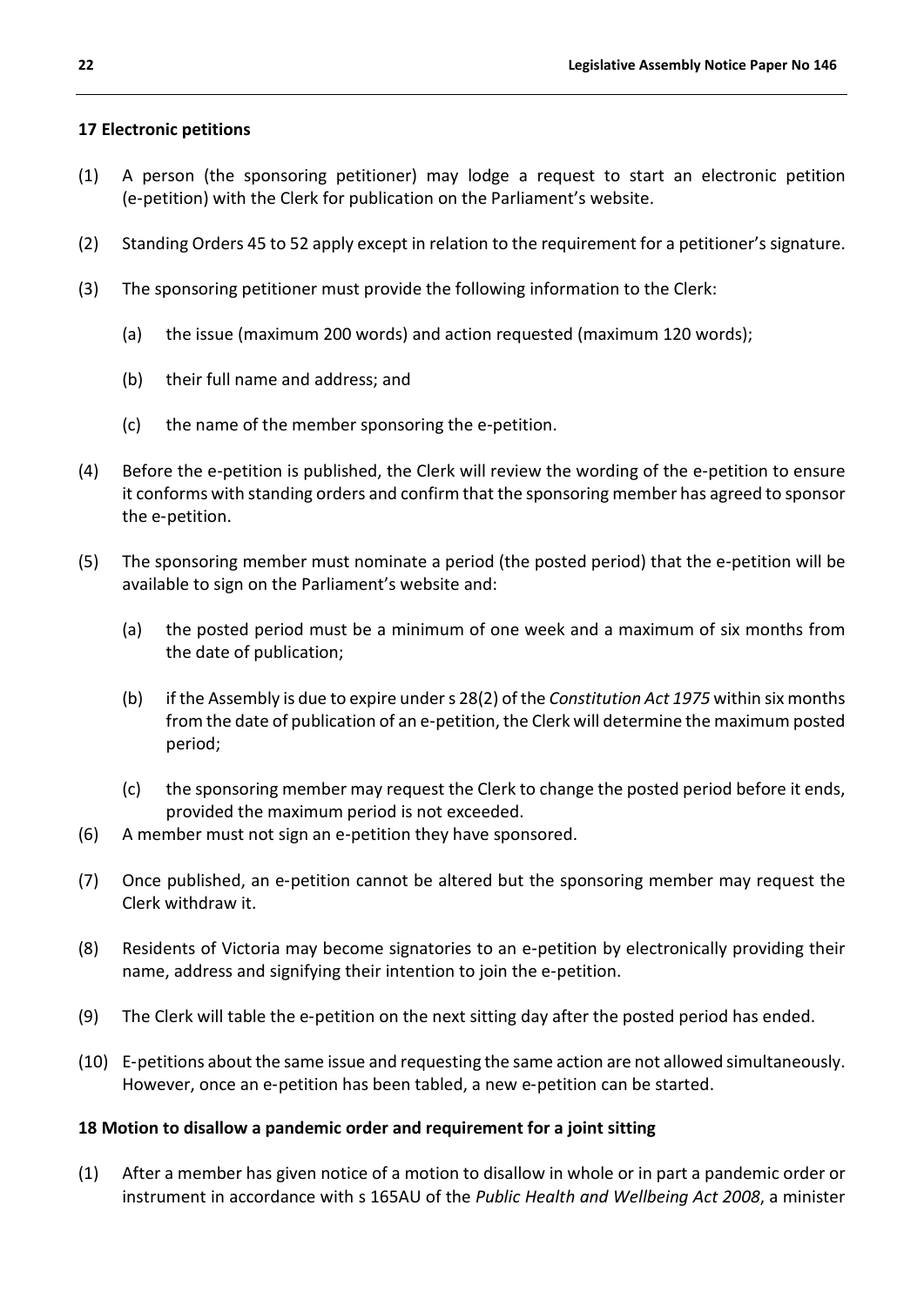**17 Electronic petitions**

(1) A person (the sponsoring petitioner) may lodge a request to start an electronic petition (e-petition) with the Clerk for publication on the Parliament's website.

(2) Standing Orders 45 to 52 apply except in relation to the requirement for a petitioner's signature.

(3) The sponsoring petitioner must provide the following information to the Clerk:

  (a) the issue (maximum 200 words) and action requested (maximum 120 words);

  (b) their full name and address; and

  (c) the name of the member sponsoring the e-petition.

(4) Before the e-petition is published, the Clerk will review the wording of the e-petition to ensure it conforms with standing orders and confirm that the sponsoring member has agreed to sponsor the e-petition.

(5) The sponsoring member must nominate a period (the posted period) that the e-petition will be available to sign on the Parliament's website and:

  (a) the posted period must be a minimum of one week and a maximum of six months from the date of publication;

  (b) if the Assembly is due to expire under s 28(2) of the *Constitution Act 1975* within six months from the date of publication of an e-petition, the Clerk will determine the maximum posted period;

  (c) the sponsoring member may request the Clerk to change the posted period before it ends, provided the maximum period is not exceeded.

(6) A member must not sign an e-petition they have sponsored.

(7) Once published, an e-petition cannot be altered but the sponsoring member may request the Clerk withdraw it.

(8) Residents of Victoria may become signatories to an e-petition by electronically providing their name, address and signifying their intention to join the e-petition.

(9) The Clerk will table the e-petition on the next sitting day after the posted period has ended.

(10) E-petitions about the same issue and requesting the same action are not allowed simultaneously. However, once an e-petition has been tabled, a new e-petition can be started.

**18 Motion to disallow a pandemic order and requirement for a joint sitting**

(1) After a member has given notice of a motion to disallow in whole or in part a pandemic order or instrument in accordance with s 165AU of the *Public Health and Wellbeing Act 2008*, a minister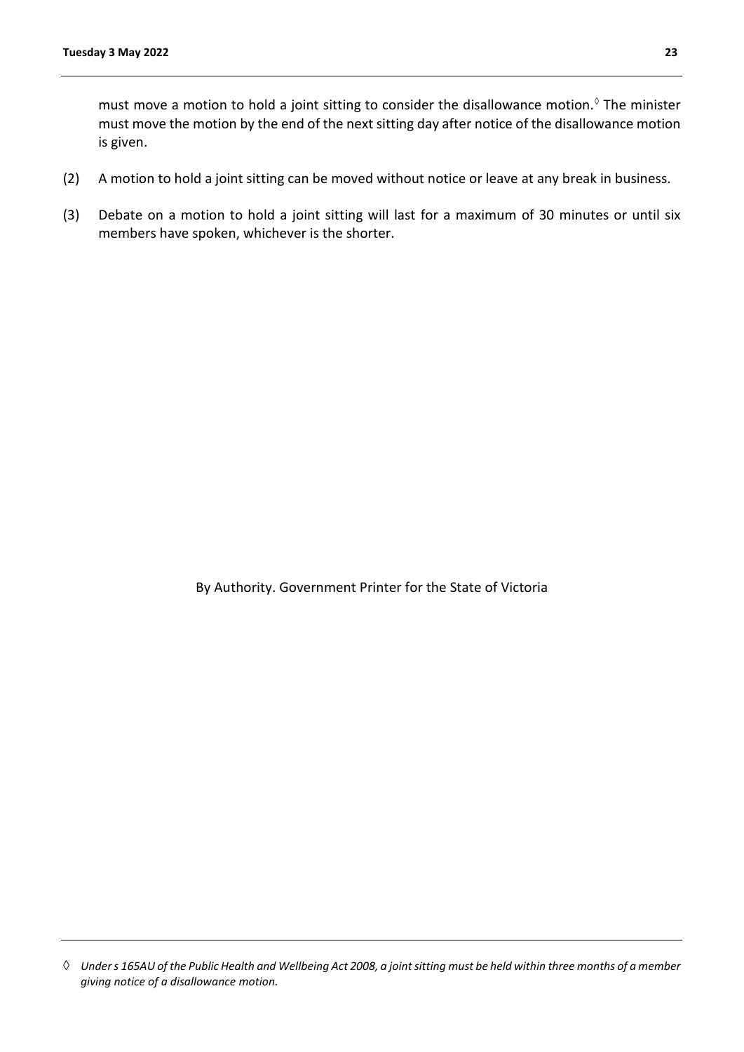must move a motion to hold a joint sitting to consider the disallowance motion.[◊] The minister must move the motion by the end of the next sitting day after notice of the disallowance motion is given.

(2) A motion to hold a joint sitting can be moved without notice or leave at any break in business.

(3) Debate on a motion to hold a joint sitting will last for a maximum of 30 minutes or until six members have spoken, whichever is the shorter.

By Authority. Government Printer for the State of Victoria

---

◊ *Under s 165AU of the Public Health and Wellbeing Act 2008, a joint sitting must be held within three months of a member giving notice of a disallowance motion.*